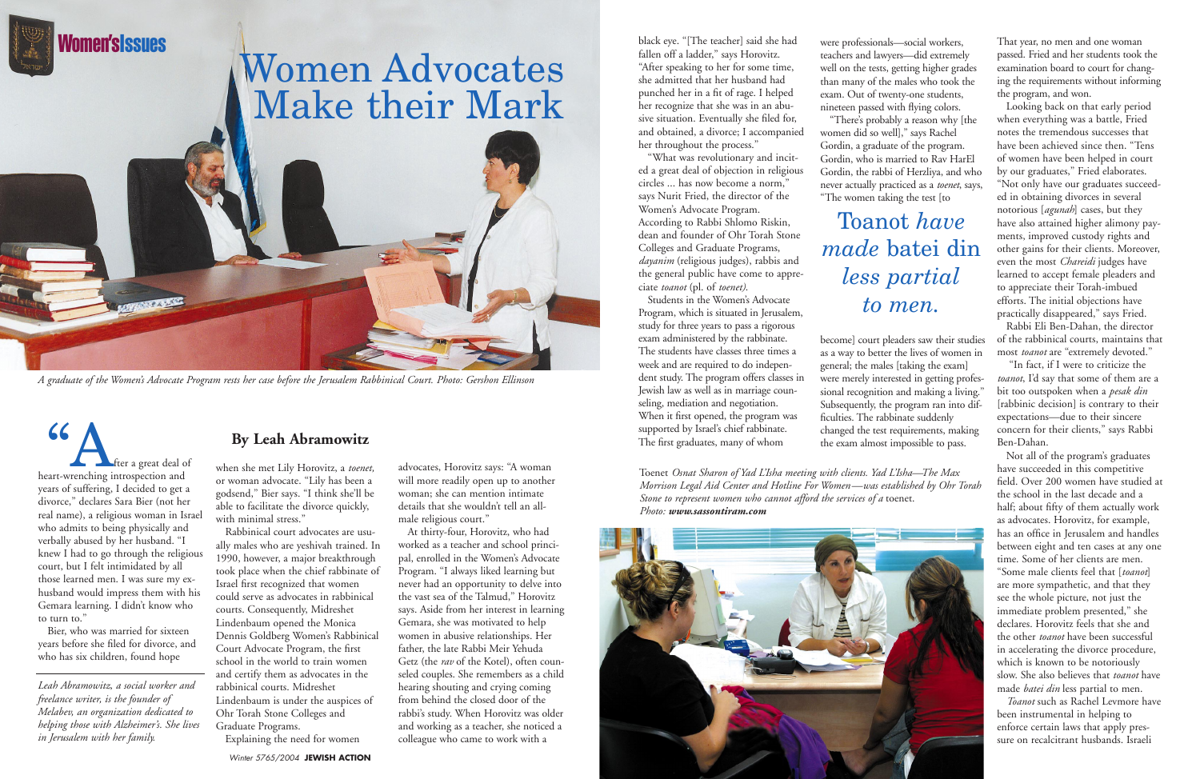Women's Issues

# Women Advocates Make their Mark

*A graduate of the Women's Advocate Program rests her case before the Jerusalem Rabbinical Court. Photo: Gershon Ellinson*

## By Leah Abramowitz

"After a great deal of heart-wrenching introspection and years of suffering, I decided to get a divorce," declares Sara Bier (not her real name), a religious woman in Israel who admits to being physically and verbally abused by her husband. "I knew I had to go through the religious court, but I felt intimidated by all those learned men. I was sure my ex-husband would impress them with his Gemara learning. I didn't know who to turn to."

Bier, who was married for sixteen years before she filed for divorce, and who has six children, found hope when she met Lily Horovitz, a *toenet*, or woman advocate. "Lily has been a godsend," Bier says. "I think she'll be able to facilitate the divorce quickly, with minimal stress."

Rabbinical court advocates are usually males who are yeshivah trained. In 1990, however, a major breakthrough took place when the chief rabbinate of Israel first recognized that women could serve as advocates in rabbinical courts. Consequently, Midreshet Lindenbaum opened the Monica Dennis Goldberg Women's Rabbinical Court Advocate Program, the first school in the world to train women and certify them as advocates in the rabbinical courts. Midreshet Lindenbaum is under the auspices of Ohr Torah Stone Colleges and Graduate Programs.

Explaining the need for women advocates, Horovitz says: "A woman will more readily open up to another woman; she can mention intimate details that she wouldn't tell an all-male religious court."

At thirty-four, Horovitz, who had worked as a teacher and school principal, enrolled in the Women's Advocate Program. "I always liked learning but never had an opportunity to delve into the vast sea of the Talmud," Horovitz says. Aside from her interest in learning Gemara, she was motivated to help women in abusive relationships. Her father, the late Rabbi Meir Yehuda Getz (the *rav* of the Kotel), often counseled couples. She remembers as a child hearing shouting and crying coming from behind the closed door of the rabbi's study. When Horovitz was older and working as a teacher, she noticed a colleague who came to work with a black eye. "[The teacher] said she had fallen off a ladder," says Horovitz. "After speaking to her for some time, she admitted that her husband had punched her in a fit of rage. I helped her recognize that she was in an abusive situation. Eventually she filed for, and obtained, a divorce; I accompanied her throughout the process."

"What was revolutionary and incited a great deal of objection in religious circles ... has now become a norm," says Nurit Fried, the director of the Women's Advocate Program. According to Rabbi Shlomo Riskin, dean and founder of Ohr Torah Stone Colleges and Graduate Programs, *dayanim* (religious judges), rabbis and the general public have come to appreciate *toanot* (pl. of *toenet*).

Students in the Women's Advocate Program, which is situated in Jerusalem, study for three years to pass a rigorous exam administered by the rabbinate. The students have classes three times a week and are required to do independent study. The program offers classes in Jewish law as well as in marriage counseling, mediation and negotiation. When it first opened, the program was supported by Israel's chief rabbinate. The first graduates, many of whom were professionals—social workers, teachers and lawyers—did extremely well on the tests, getting higher grades than many of the males who took the exam. Out of twenty-one students, nineteen passed with flying colors.

"There's probably a reason why [the women did so well]," says Rachel Gordin, a graduate of the program. Gordin, who is married to Rav HarEl Gordin, the rabbi of Herzliya, and who never actually practiced as a *toenet*, says, "The women taking the test [to become] court pleaders saw their studies as a way to better the lives of women in general; the males [taking the exam] were merely interested in getting professional recognition and making a living." Subsequently, the program ran into difficulties. The rabbinate suddenly changed the test requirements, making the exam almost impossible to pass.

> Toanot *have made* batei din *less partial to men.*

That year, no men and one woman passed. Fried and her students took the examination board to court for changing the requirements without informing the program, and won.

Looking back on that early period when everything was a battle, Fried notes the tremendous successes that have been achieved since then. "Tens of women have been helped in court by our graduates," Fried elaborates. "Not only have our graduates succeeded in obtaining divorces in several notorious [*agunah*] cases, but they have also attained higher alimony payments, improved custody rights and other gains for their clients. Moreover, even the most *Chareidi* judges have learned to accept female pleaders and to appreciate their Torah-imbued efforts. The initial objections have practically disappeared," says Fried.

Rabbi Eli Ben-Dahan, the director of the rabbinical courts, maintains that most *toanot* are "extremely devoted."

"In fact, if I were to criticize the *toanot*, I'd say that some of them are a bit too outspoken when a *pesak din* [rabbinic decision] is contrary to their expectations—due to their sincere concern for their clients," says Rabbi Ben-Dahan.

Not all of the program's graduates have succeeded in this competitive field. Over 200 women have studied at the school in the last decade and a half; about fifty of them actually work as advocates. Horovitz, for example, has an office in Jerusalem and handles between eight and ten cases at any one time. Some of her clients are men. "Some male clients feel that [*toanot*] are more sympathetic, and that they see the whole picture, not just the immediate problem presented," she declares. Horovitz feels that she and the other *toanot* have been successful in accelerating the divorce procedure, which is known to be notoriously slow. She also believes that *toanot* have made *batei din* less partial to men.

*Toanot* such as Rachel Levmore have been instrumental in helping to enforce certain laws that apply pressure on recalcitrant husbands. Israeli

*Toenet Osnat Sharon of Yad L'Isha meeting with clients. Yad L'Isha—The Max Morrison Legal Aid Center and Hotline For Women—was established by Ohr Torah Stone to represent women who cannot afford the services of a toenet. Photo: **www.sassontiram.com***

*Leah Abramowitz, a social worker and freelance writer, is the founder of Melabev, an organization dedicated to helping those with Alzheimer's. She lives in Jerusalem with her family.*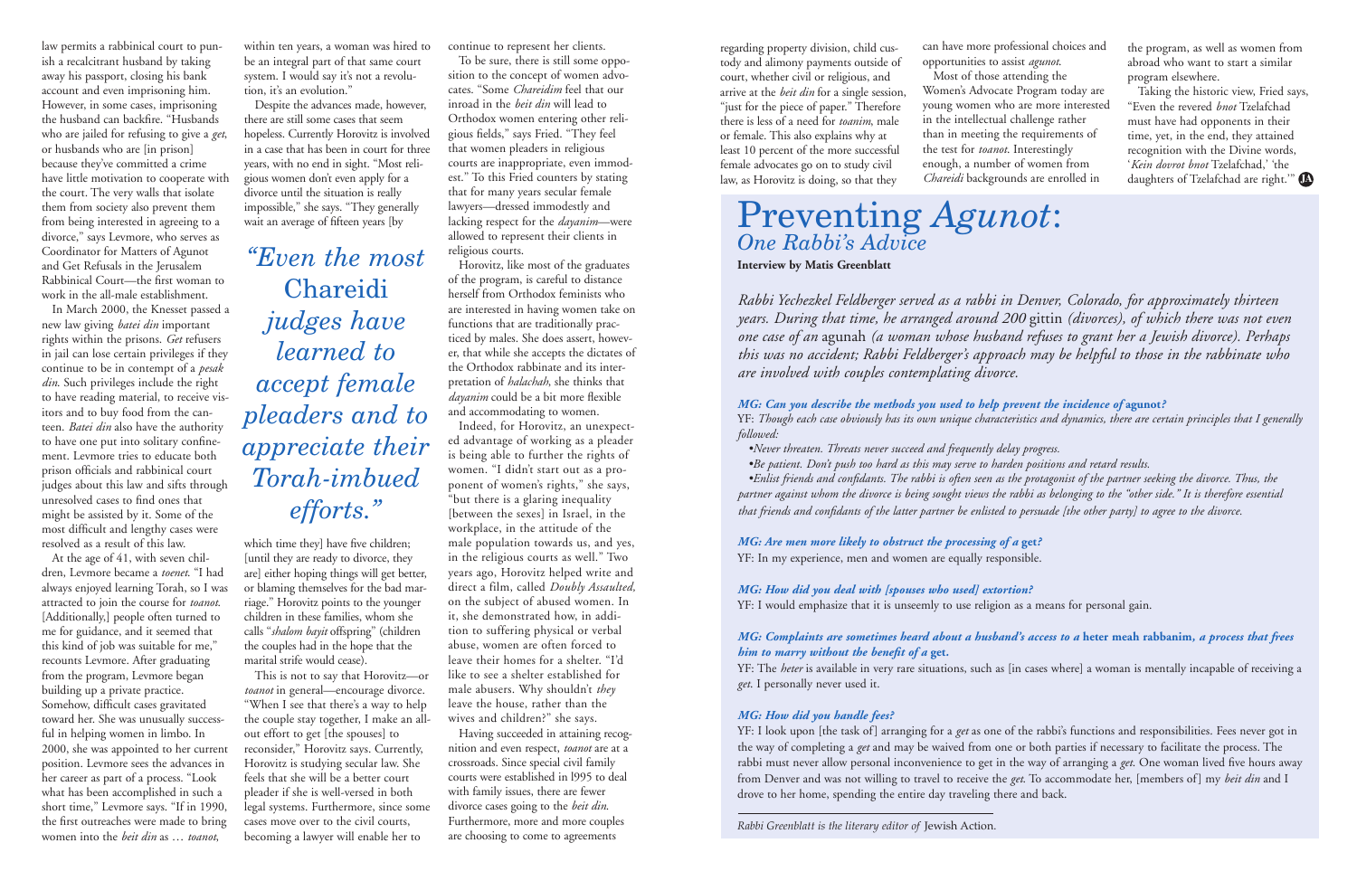law permits a rabbinical court to punish a recalcitrant husband by taking away his passport, closing his bank account and even imprisoning him. However, in some cases, imprisoning the husband can backfire. "Husbands who are jailed for refusing to give a *get*, or husbands who are [in prison] because they've committed a crime have little motivation to cooperate with the court. The very walls that isolate them from society also prevent them from being interested in agreeing to a divorce," says Levmore, who serves as Coordinator for Matters of Agunot and Get Refusals in the Jerusalem Rabbinical Court—the first woman to work in the all-male establishment.

In March 2000, the Knesset passed a new law giving *batei din* important rights within the prisons. *Get* refusers in jail can lose certain privileges if they continue to be in contempt of a *pesak din*. Such privileges include the right to have reading material, to receive visitors and to buy food from the canteen. *Batei din* also have the authority to have one put into solitary confinement. Levmore tries to educate both prison officials and rabbinical court judges about this law and sifts through unresolved cases to find ones that might be assisted by it. Some of the most difficult and lengthy cases were resolved as a result of this law.

At the age of 41, with seven children, Levmore became a *toenet*. "I had always enjoyed learning Torah, so I was attracted to join the course for *toanot*. [Additionally,] people often turned to me for guidance, and it seemed that this kind of job was suitable for me," recounts Levmore. After graduating from the program, Levmore began building up a private practice. Somehow, difficult cases gravitated toward her. She was unusually successful in helping women in limbo. In 2000, she was appointed to her current position. Levmore sees the advances in her career as part of a process. "Look what has been accomplished in such a short time," Levmore says. "If in 1990, the first outreaches were made to bring women into the *beit din* as … *toanot*, within ten years, a woman was hired to be an integral part of that same court system. I would say it's not a revolution, it's an evolution."

Despite the advances made, however, there are still some cases that seem hopeless. Currently Horovitz is involved in a case that has been in court for three years, with no end in sight. "Most religious women don't even apply for a divorce until the situation is really impossible," she says. "They generally wait an average of fifteen years [by which time they] have five children; [until they are ready to divorce, they are] either hoping things will get better, or blaming themselves for the bad marriage." Horovitz points to the younger children in these families, whom she calls "*shalom bayit* offspring" (children the couples had in the hope that the marital strife would cease).

> *"Even the most* Chareidi *judges have learned to accept female pleaders and to appreciate their Torah-imbued efforts."*

This is not to say that Horovitz—or *toanot* in general—encourage divorce. "When I see that there's a way to help the couple stay together, I make an all-out effort to get [the spouses] to reconsider," Horovitz says. Currently, Horovitz is studying secular law. She feels that she will be a better court pleader if she is well-versed in both legal systems. Furthermore, since some cases move over to the civil courts, becoming a lawyer will enable her to continue to represent her clients.

To be sure, there is still some opposition to the concept of women advocates. "Some *Chareidim* feel that our inroad in the *beit din* will lead to Orthodox women entering other religious fields," says Fried. "They feel that women pleaders in religious courts are inappropriate, even immodest." To this Fried counters by stating that for many years secular female lawyers—dressed immodestly and lacking respect for the *dayanim*—were allowed to represent their clients in religious courts.

Horovitz, like most of the graduates of the program, is careful to distance herself from Orthodox feminists who are interested in having women take on functions that are traditionally practiced by males. She does assert, however, that while she accepts the dictates of the Orthodox rabbinate and its interpretation of *halachah*, she thinks that *dayanim* could be a bit more flexible and accommodating to women.

Indeed, for Horovitz, an unexpected advantage of working as a pleader is being able to further the rights of women. "I didn't start out as a proponent of women's rights," she says, "but there is a glaring inequality [between the sexes] in Israel, in the workplace, in the attitude of the male population towards us, and yes, in the religious courts as well." Two years ago, Horovitz helped write and direct a film, called *Doubly Assaulted,* on the subject of abused women. In it, she demonstrated how, in addition to suffering physical or verbal abuse, women are often forced to leave their homes for a shelter. "I'd like to see a shelter established for male abusers. Why shouldn't *they* leave the house, rather than the wives and children?" she says.

Having succeeded in attaining recognition and even respect, *toanot* are at a crossroads. Since special civil family courts were established in 1995 to deal with family issues, there are fewer divorce cases going to the *beit din*. Furthermore, more and more couples are choosing to come to agreements regarding property division, child custody and alimony payments outside of court, whether civil or religious, and arrive at the *beit din* for a single session, "just for the piece of paper." Therefore there is less of a need for *toanim*, male or female. This also explains why at least 10 percent of the more successful female advocates go on to study civil law, as Horovitz is doing, so that they can have more professional choices and opportunities to assist *agunot*.

Most of those attending the Women's Advocate Program today are young women who are more interested in the intellectual challenge rather than in meeting the requirements of the test for *toanot*. Interestingly enough, a number of women from *Chareidi* backgrounds are enrolled in the program, as well as women from abroad who want to start a similar program elsewhere.

Taking the historic view, Fried says, "Even the revered *bnot* Tzelafchad must have had opponents in their time, yet, in the end, they attained recognition with the Divine words, '*Kein dovrot bnot* Tzelafchad,' 'the daughters of Tzelafchad are right.'"

# Preventing *Agunot*: *One Rabbi's Advice*

**Interview by Matis Greenblatt**

*Rabbi Yechezkel Feldberger served as a rabbi in Denver, Colorado, for approximately thirteen years. During that time, he arranged around 200* gittin *(divorces), of which there was not even one case of an* agunah *(a woman whose husband refuses to grant her a Jewish divorce). Perhaps this was no accident; Rabbi Feldberger's approach may be helpful to those in the rabbinate who are involved with couples contemplating divorce.*

***MG: Can you describe the methods you used to help prevent the incidence of* agunot*?***

YF: *Though each case obviously has its own unique characteristics and dynamics, there are certain principles that I generally followed:*

- *Never threaten. Threats never succeed and frequently delay progress.*
- *Be patient. Don't push too hard as this may serve to harden positions and retard results.*
- *Enlist friends and confidants. The rabbi is often seen as the protagonist of the partner seeking the divorce. Thus, the partner against whom the divorce is being sought views the rabbi as belonging to the "other side." It is therefore essential that friends and confidants of the latter partner be enlisted to persuade [the other party] to agree to the divorce.*

***MG: Are men more likely to obstruct the processing of a* get*?***

YF: In my experience, men and women are equally responsible.

***MG: How did you deal with [spouses who used] extortion?***

YF: I would emphasize that it is unseemly to use religion as a means for personal gain.

***MG: Complaints are sometimes heard about a husband's access to a* heter meah rabbanim*, a process that frees him to marry without the benefit of a* get.**

YF: The *heter* is available in very rare situations, such as [in cases where] a woman is mentally incapable of receiving a *get*. I personally never used it.

***MG: How did you handle fees?***

YF: I look upon [the task of] arranging for a *get* as one of the rabbi's functions and responsibilities. Fees never got in the way of completing a *get* and may be waived from one or both parties if necessary to facilitate the process. The rabbi must never allow personal inconvenience to get in the way of arranging a *get*. One woman lived five hours away from Denver and was not willing to travel to receive the *get*. To accommodate her, [members of] my *beit din* and I drove to her home, spending the entire day traveling there and back.

*Rabbi Greenblatt is the literary editor of* Jewish Action.